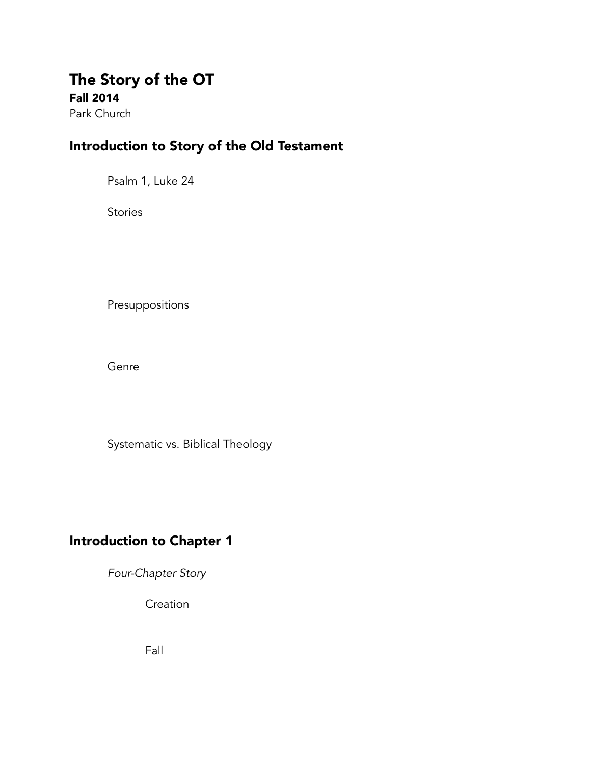# The Story of the OT

**Fall 2014**

Park Church

## Introduction to Story of the Old Testament

Psalm 1, Luke 24

Stories

Presuppositions

Genre

Systematic vs. Biblical Theology

## Introduction to Chapter 1

*Four-Chapter Story*

Creation

Fall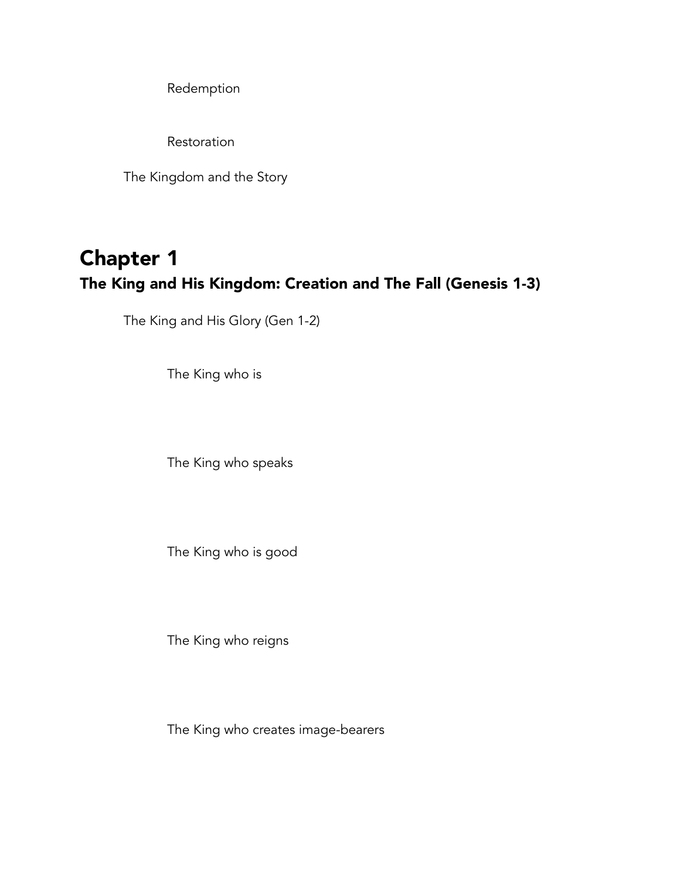Redemption

Restoration

The Kingdom and the Story

# Chapter 1

## The King and His Kingdom: Creation and The Fall (Genesis 1-3)

The King and His Glory (Gen 1-2)

The King who is

The King who speaks

The King who is good

The King who reigns

The King who creates image-bearers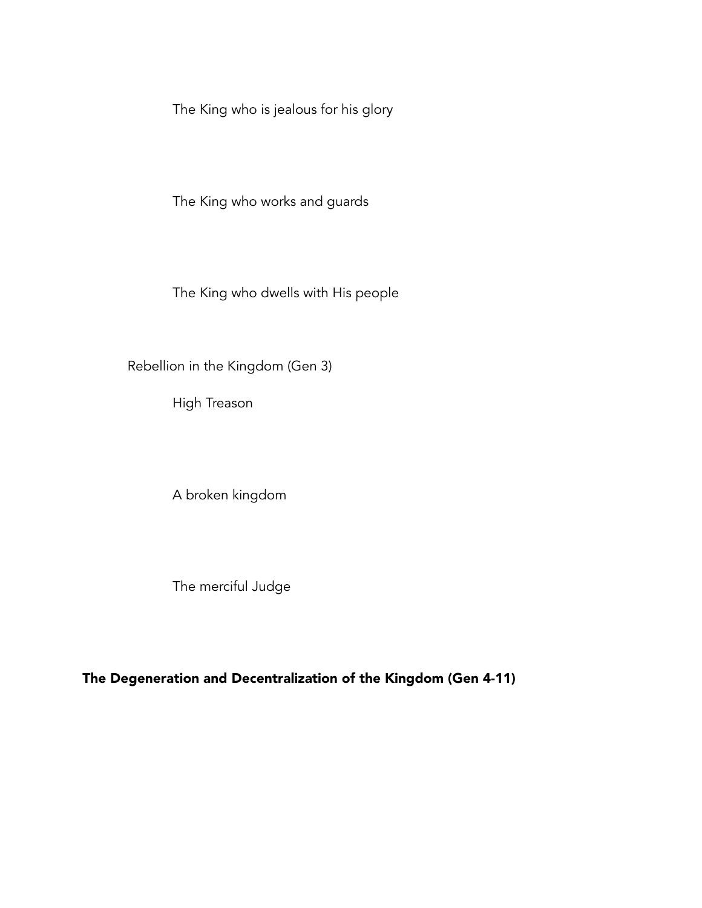The King who is jealous for his glory

The King who works and guards

The King who dwells with His people

Rebellion in the Kingdom (Gen 3)

High Treason

A broken kingdom

The merciful Judge

**The Degeneration and Decentralization of the Kingdom (Gen 4-11)**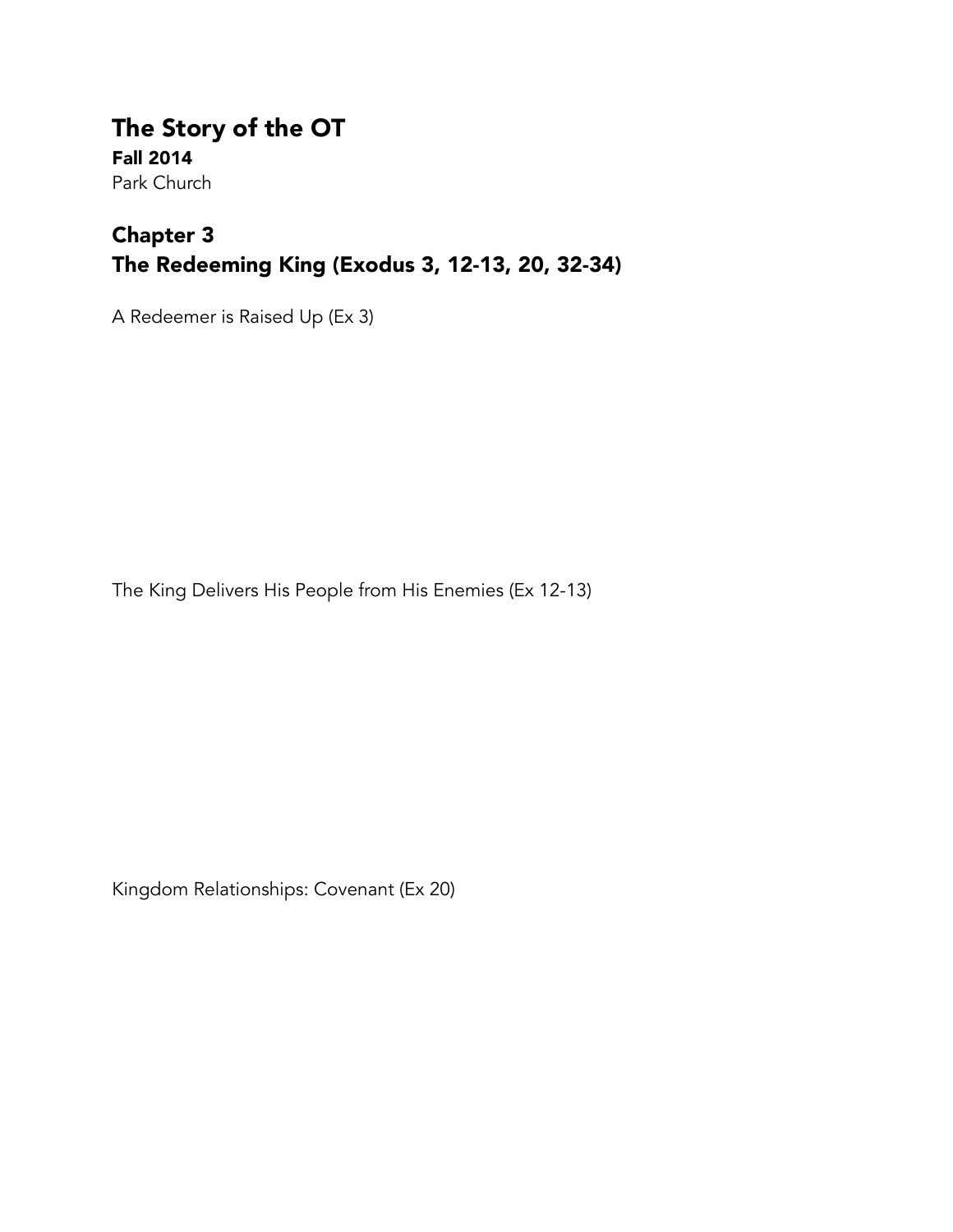# The Story of the OT

**Fall 2014**

Park Church

## Chapter 3
## The Redeeming King (Exodus 3, 12-13, 20, 32-34)

A Redeemer is Raised Up (Ex 3)

The King Delivers His People from His Enemies (Ex 12-13)

Kingdom Relationships: Covenant (Ex 20)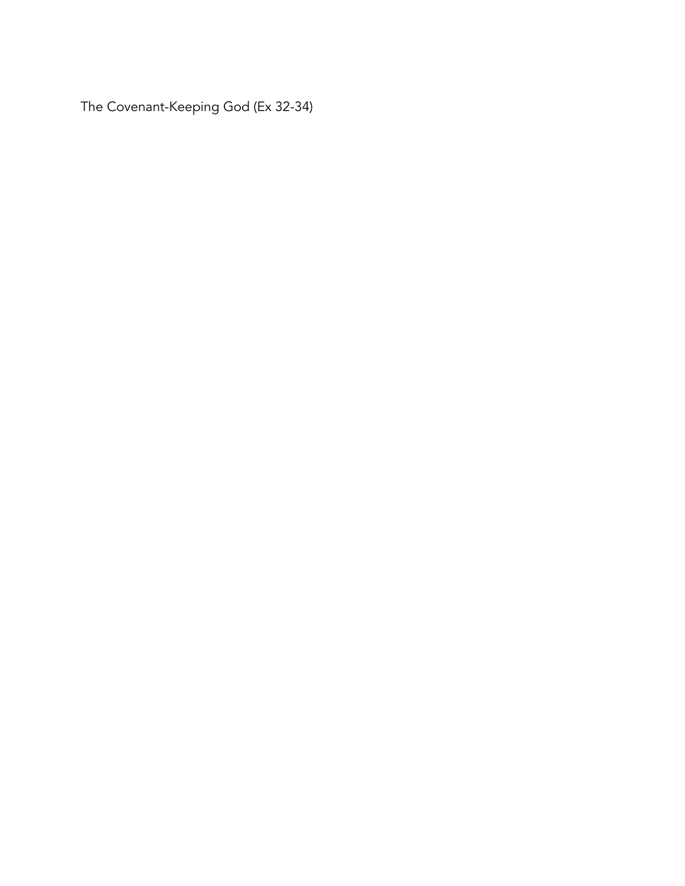The Covenant-Keeping God (Ex 32-34)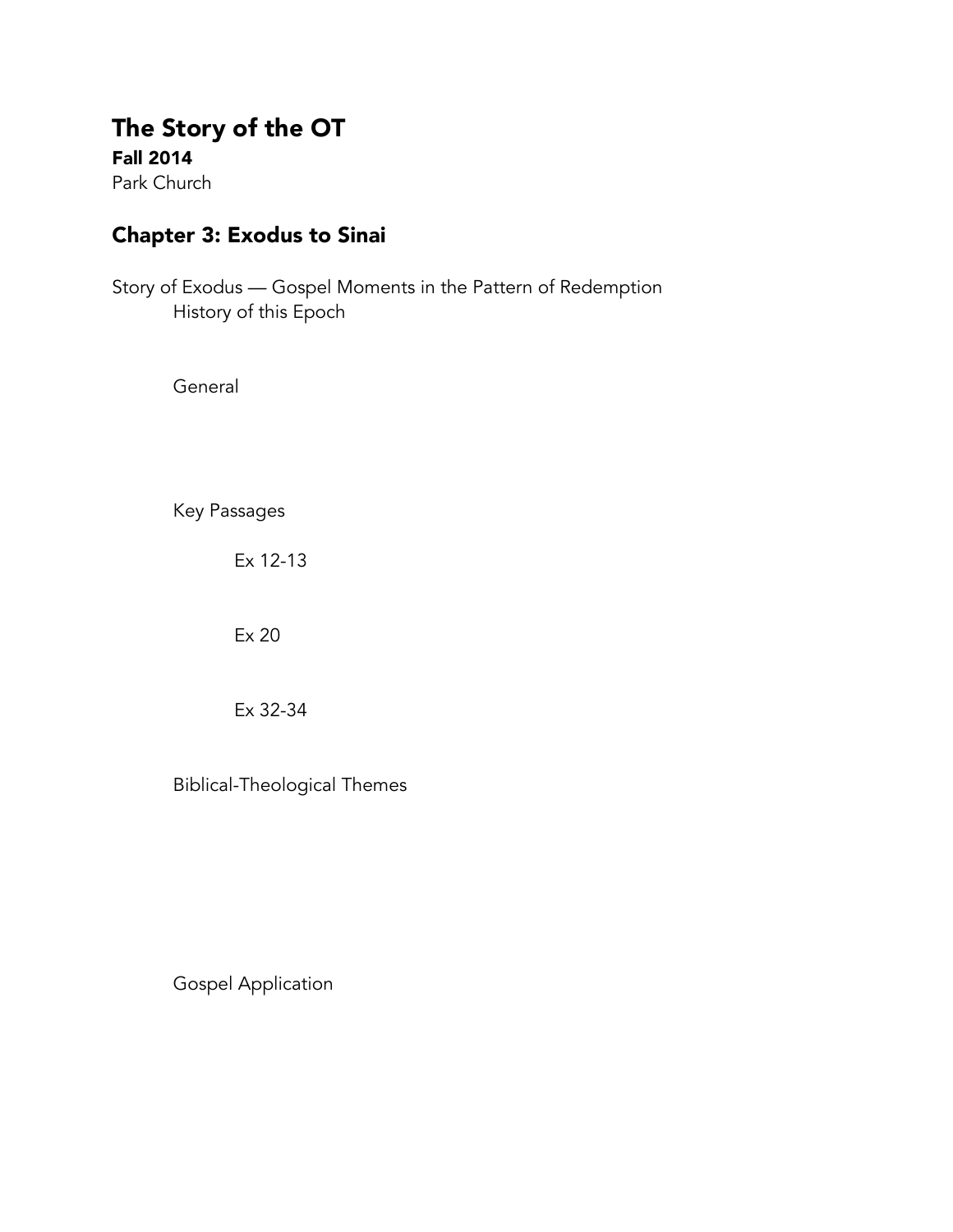# The Story of the OT

**Fall 2014**

Park Church

## Chapter 3: Exodus to Sinai

Story of Exodus — Gospel Moments in the Pattern of Redemption

History of this Epoch

General

Key Passages

Ex 12-13

Ex 20

Ex 32-34

Biblical-Theological Themes

Gospel Application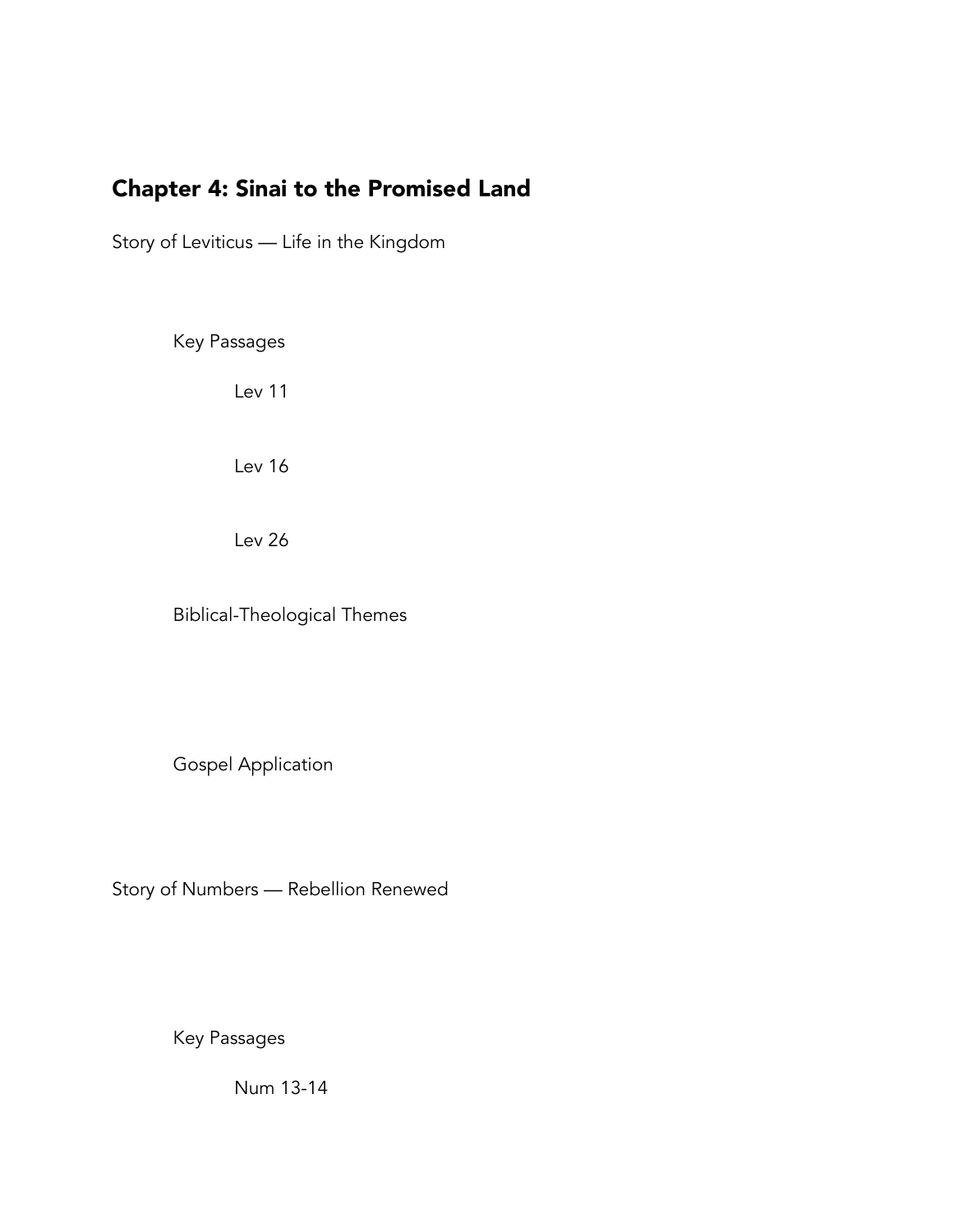## Chapter 4: Sinai to the Promised Land

Story of Leviticus — Life in the Kingdom

Key Passages

Lev 11

Lev 16

Lev 26

Biblical-Theological Themes

Gospel Application

Story of Numbers — Rebellion Renewed

Key Passages

Num 13-14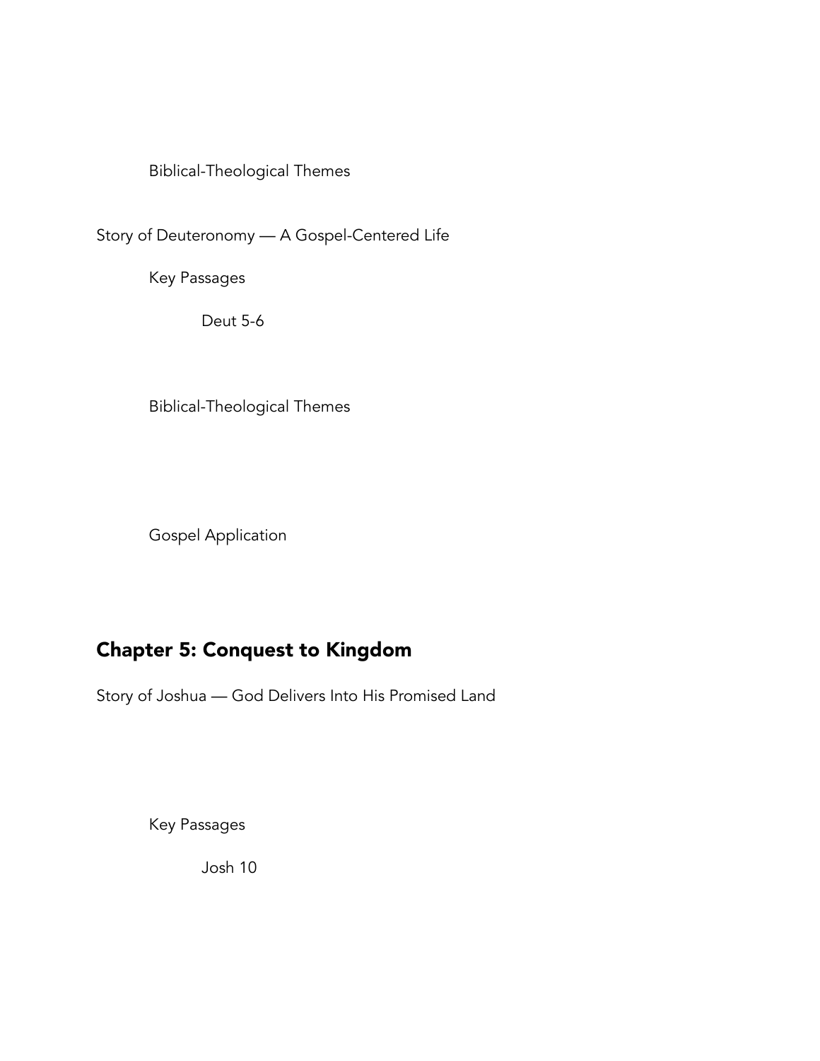Biblical-Theological Themes

Story of Deuteronomy — A Gospel-Centered Life

Key Passages

Deut 5-6

Biblical-Theological Themes

Gospel Application

## Chapter 5: Conquest to Kingdom

Story of Joshua — God Delivers Into His Promised Land

Key Passages

Josh 10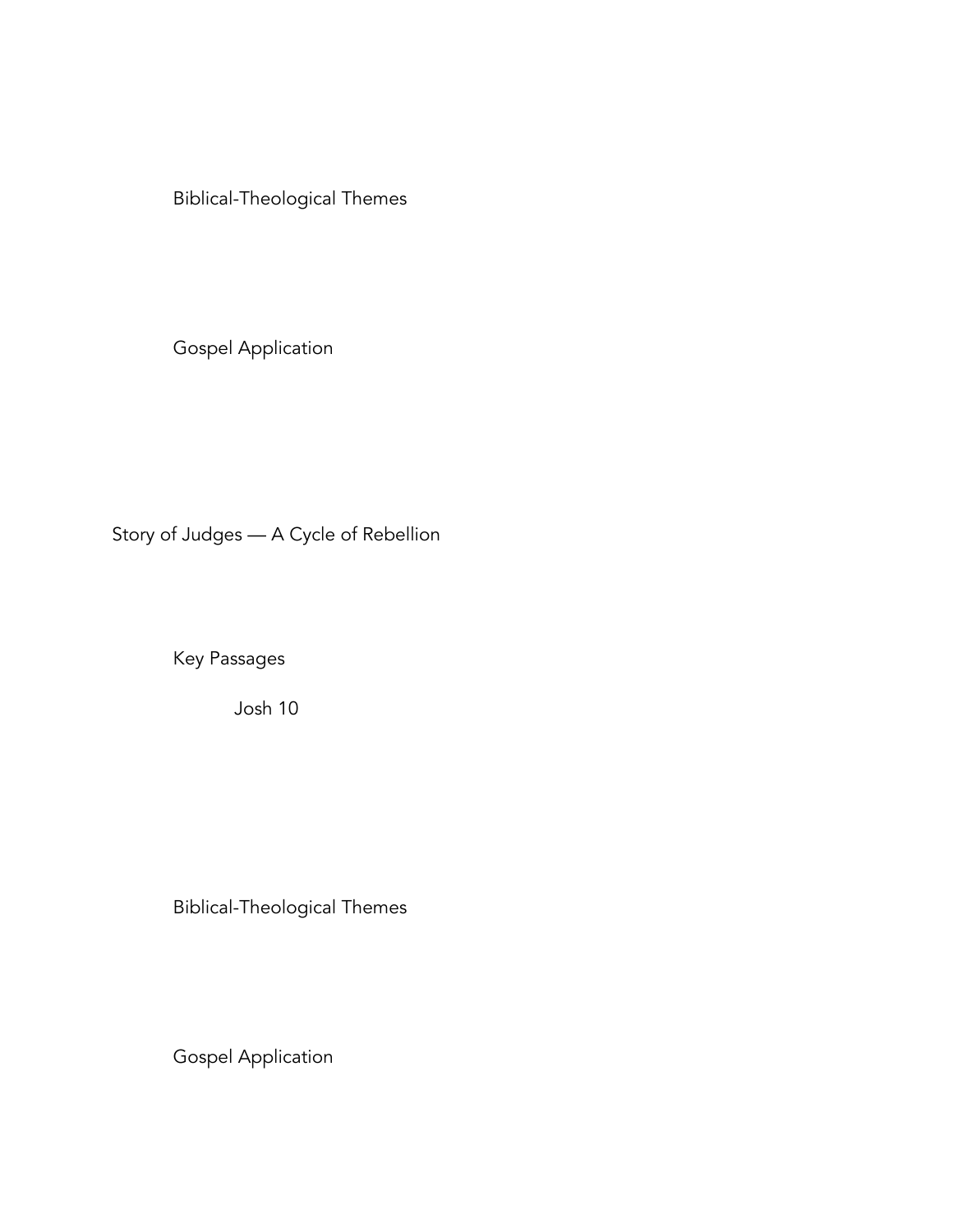Biblical-Theological Themes

Gospel Application

## Story of Judges — A Cycle of Rebellion

Key Passages

Josh 10

Biblical-Theological Themes

Gospel Application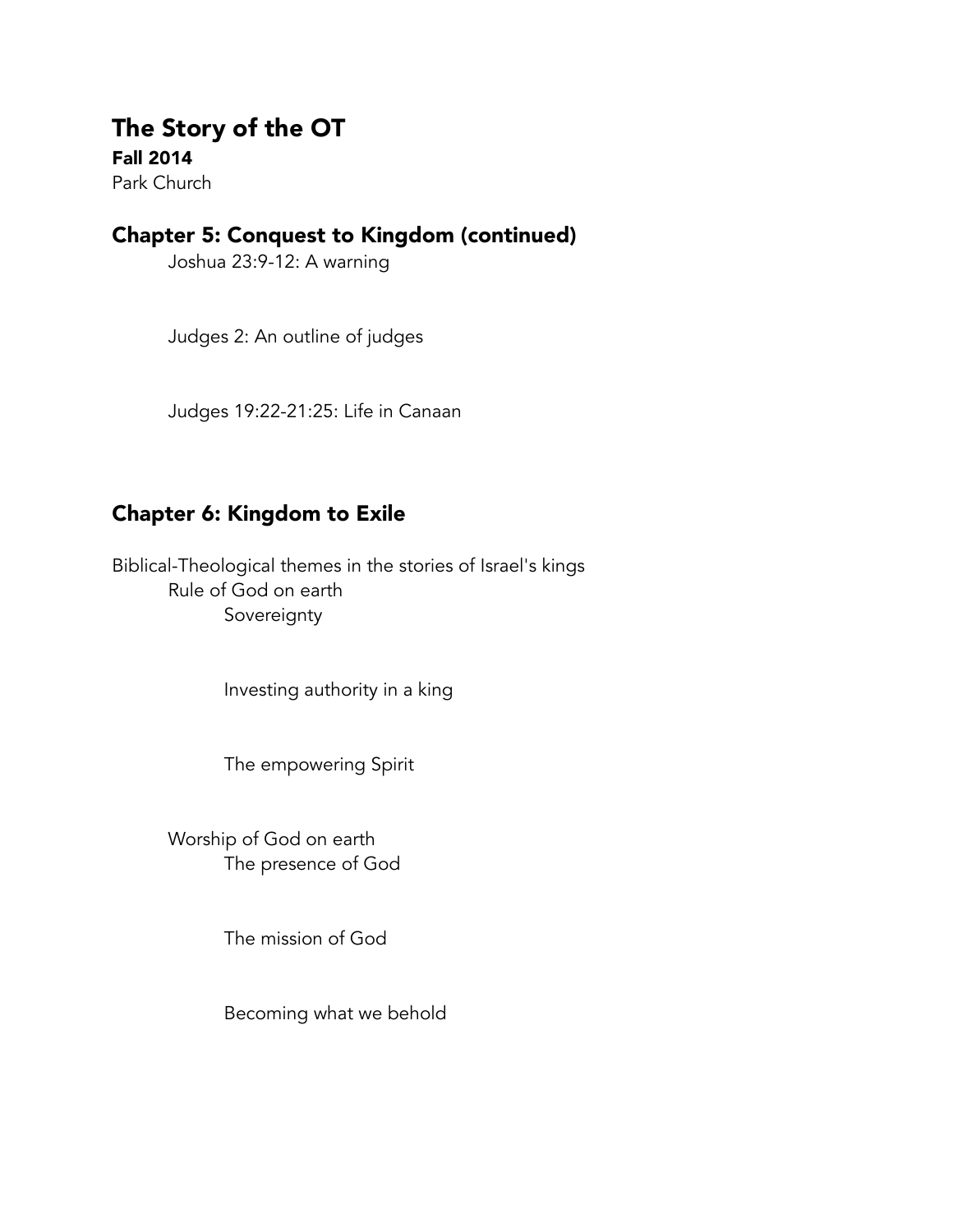# The Story of the OT

**Fall 2014**

Park Church

## Chapter 5: Conquest to Kingdom (continued)

- Joshua 23:9-12: A warning
- Judges 2: An outline of judges
- Judges 19:22-21:25: Life in Canaan

## Chapter 6: Kingdom to Exile

Biblical-Theological themes in the stories of Israel's kings

- Rule of God on earth
  - Sovereignty
  - Investing authority in a king
  - The empowering Spirit
- Worship of God on earth
  - The presence of God
  - The mission of God
  - Becoming what we behold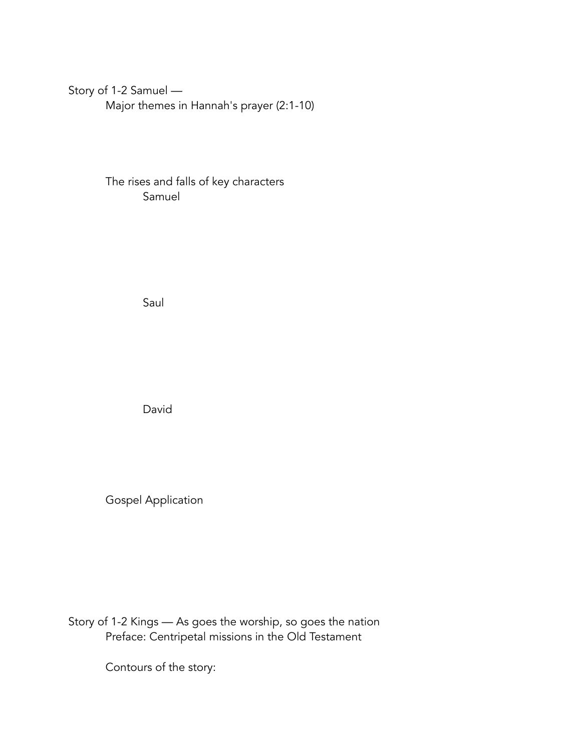Story of 1-2 Samuel —

Major themes in Hannah's prayer (2:1-10)

The rises and falls of key characters

Samuel

Saul

David

Gospel Application

Story of 1-2 Kings — As goes the worship, so goes the nation

Preface: Centripetal missions in the Old Testament

Contours of the story: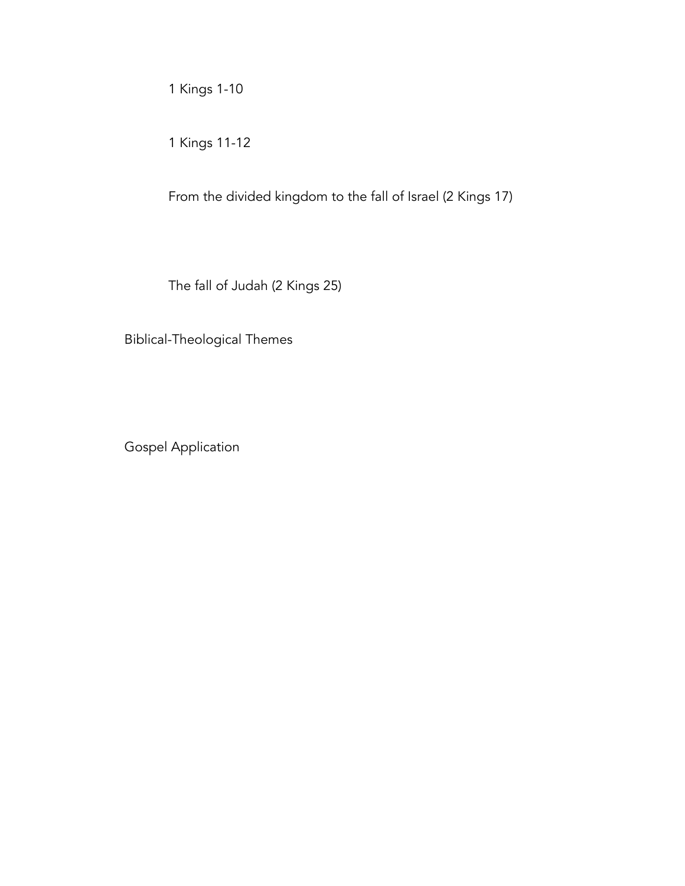1 Kings 1-10

1 Kings 11-12

From the divided kingdom to the fall of Israel (2 Kings 17)

The fall of Judah (2 Kings 25)

Biblical-Theological Themes

Gospel Application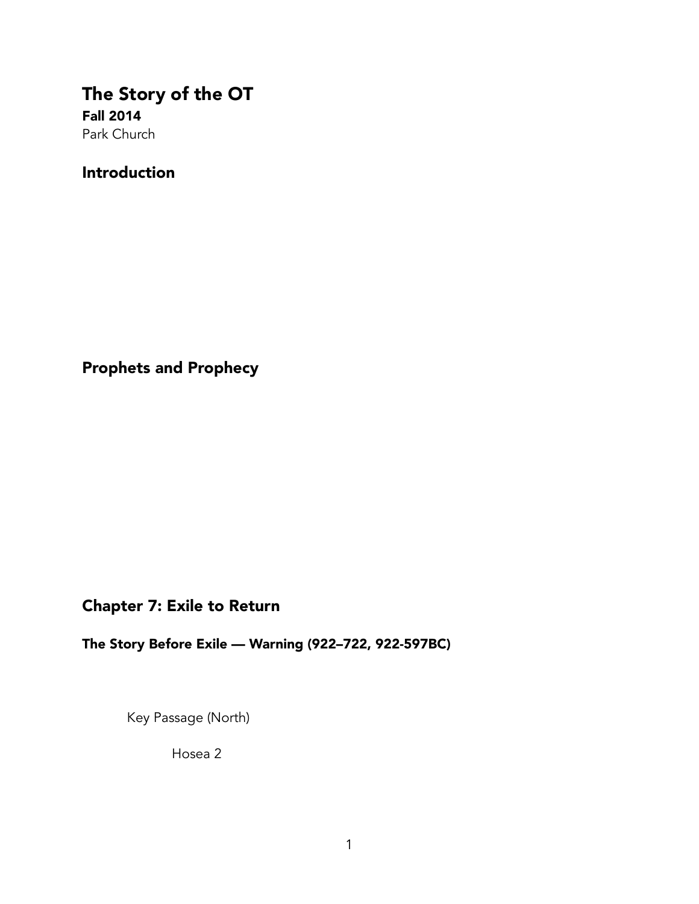# The Story of the OT

**Fall 2014**

Park Church

## Introduction

## Prophets and Prophecy

## Chapter 7: Exile to Return

### The Story Before Exile — Warning (922–722, 922-597BC)

Key Passage (North)

Hosea 2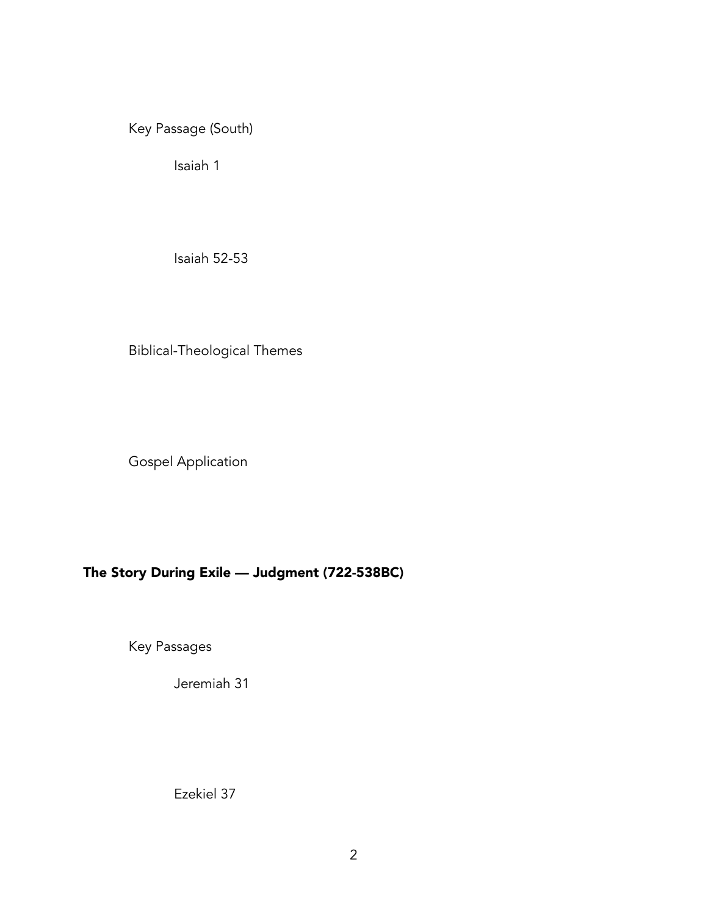Key Passage (South)

Isaiah 1

Isaiah 52-53

Biblical-Theological Themes

Gospel Application

## The Story During Exile — Judgment (722-538BC)

Key Passages

Jeremiah 31

Ezekiel 37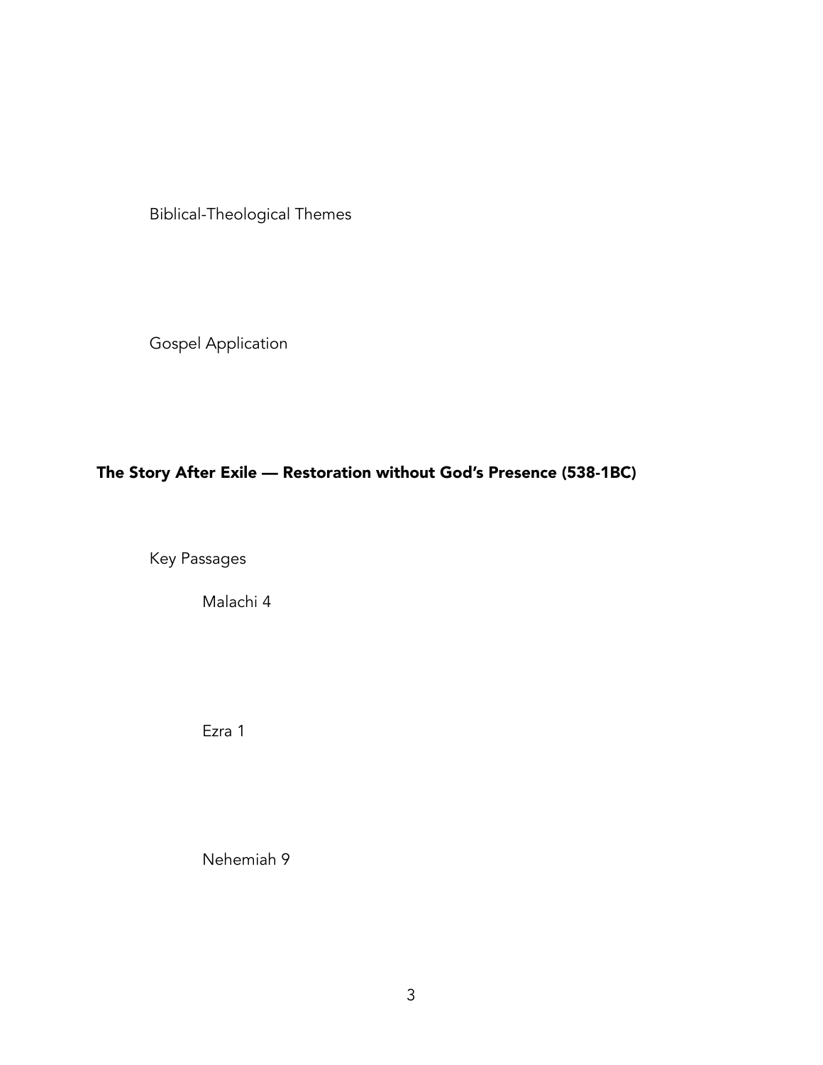Biblical-Theological Themes

Gospel Application

## The Story After Exile — Restoration without God's Presence (538-1BC)

Key Passages

Malachi 4

Ezra 1

Nehemiah 9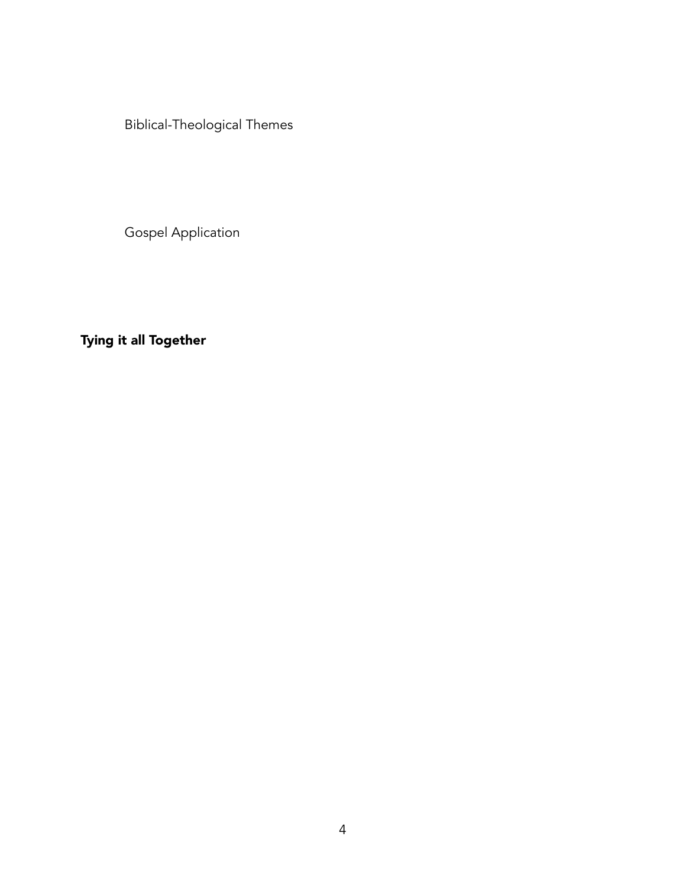Biblical-Theological Themes

Gospel Application

**Tying it all Together**